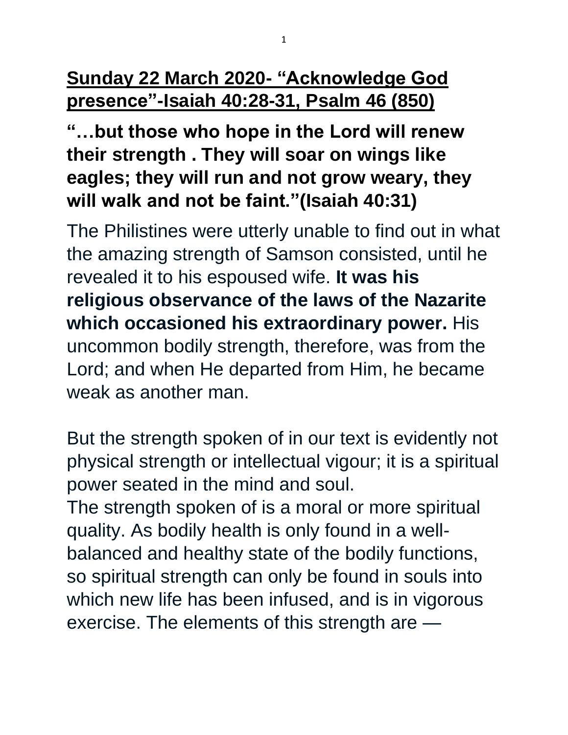## **Sunday 22 March 2020- "Acknowledge God presence"-Isaiah 40:28-31, Psalm 46 (850)**

### **"…but those who hope in the Lord will renew their strength . They will soar on wings like eagles; they will run and not grow weary, they will walk and not be faint."(Isaiah 40:31)**

The Philistines were utterly unable to find out in what the amazing strength of Samson consisted, until he revealed it to his espoused wife. **It was his religious observance of the laws of the Nazarite which occasioned his extraordinary power.** His uncommon bodily strength, therefore, was from the Lord; and when He departed from Him, he became weak as another man.

But the strength spoken of in our text is evidently not physical strength or intellectual vigour; it is a spiritual power seated in the mind and soul.
The strength spoken of is a moral or more spiritual quality. As bodily health is only found in a well-balanced and healthy state of the bodily functions, so spiritual strength can only be found in souls into which new life has been infused, and is in vigorous exercise. The elements of this strength are —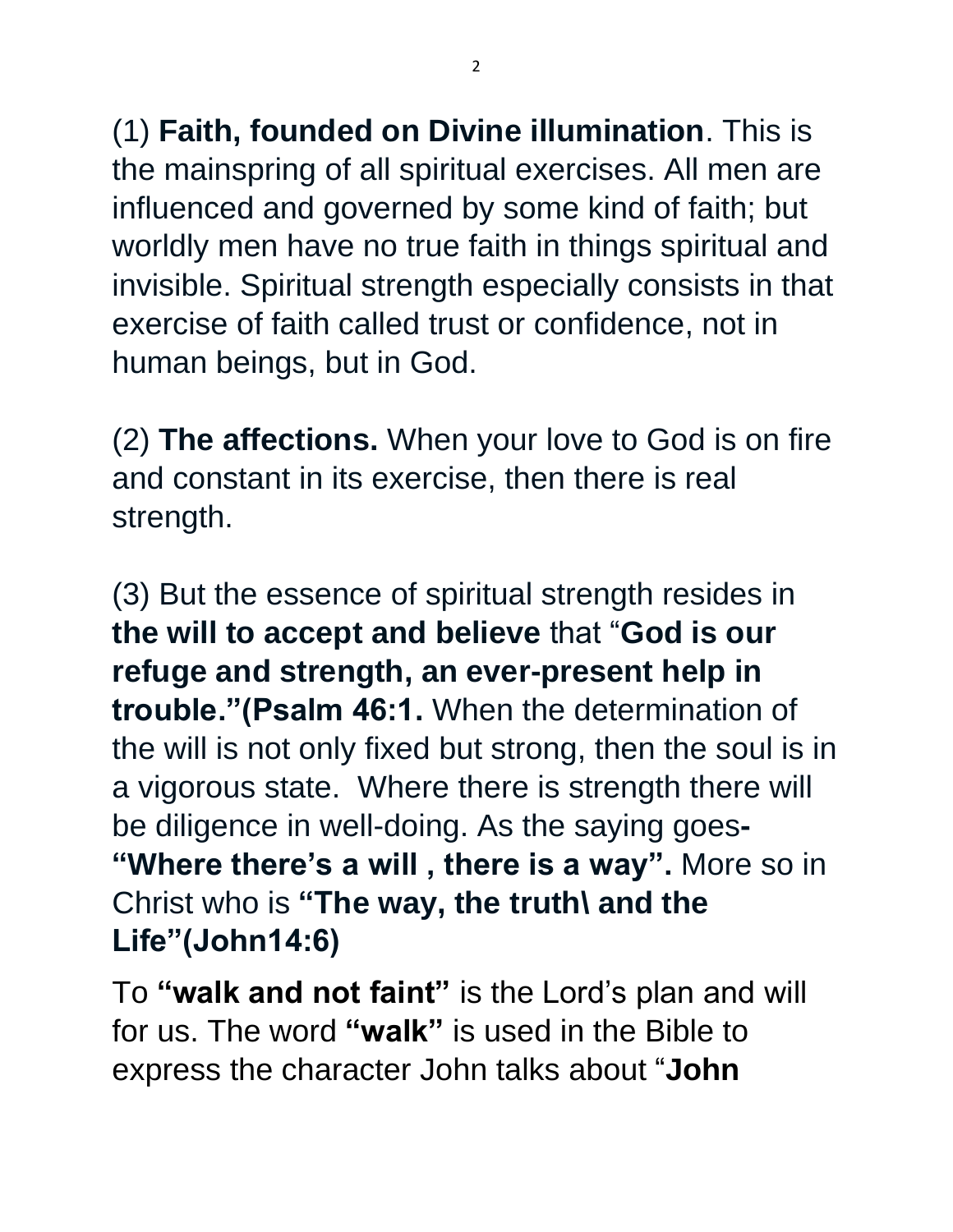(1) **Faith, founded on Divine illumination**. This is the mainspring of all spiritual exercises. All men are influenced and governed by some kind of faith; but worldly men have no true faith in things spiritual and invisible. Spiritual strength especially consists in that exercise of faith called trust or confidence, not in human beings, but in God.

(2) **The affections.** When your love to God is on fire and constant in its exercise, then there is real strength.

(3) But the essence of spiritual strength resides in **the will to accept and believe** that "**God is our refuge and strength, an ever-present help in trouble."(Psalm 46:1.** When the determination of the will is not only fixed but strong, then the soul is in a vigorous state. Where there is strength there will be diligence in well-doing. As the saying goes**- "Where there's a will , there is a way".** More so in Christ who is **"The way, the truth\ and the Life"(John14:6)**

To **"walk and not faint"** is the Lord's plan and will for us. The word **"walk"** is used in the Bible to express the character John talks about "**John**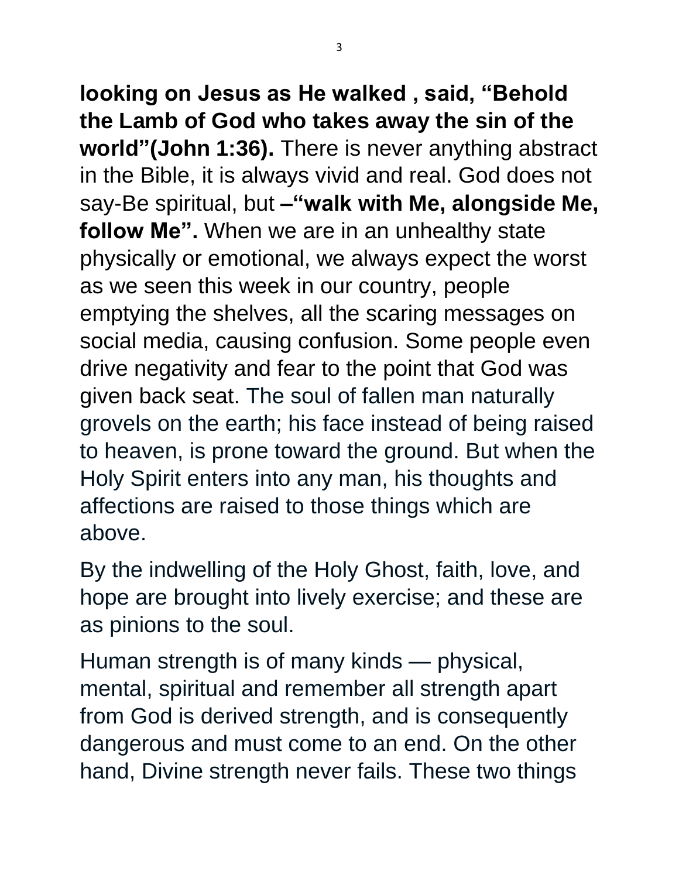**looking on Jesus as He walked , said, "Behold the Lamb of God who takes away the sin of the world"(John 1:36).** There is never anything abstract in the Bible, it is always vivid and real. God does not say-Be spiritual, but **–"walk with Me, alongside Me, follow Me".** When we are in an unhealthy state physically or emotional, we always expect the worst as we seen this week in our country, people emptying the shelves, all the scaring messages on social media, causing confusion. Some people even drive negativity and fear to the point that God was given back seat. The soul of fallen man naturally grovels on the earth; his face instead of being raised to heaven, is prone toward the ground. But when the Holy Spirit enters into any man, his thoughts and affections are raised to those things which are above.

By the indwelling of the Holy Ghost, faith, love, and hope are brought into lively exercise; and these are as pinions to the soul.

Human strength is of many kinds — physical, mental, spiritual and remember all strength apart from God is derived strength, and is consequently dangerous and must come to an end. On the other hand, Divine strength never fails. These two things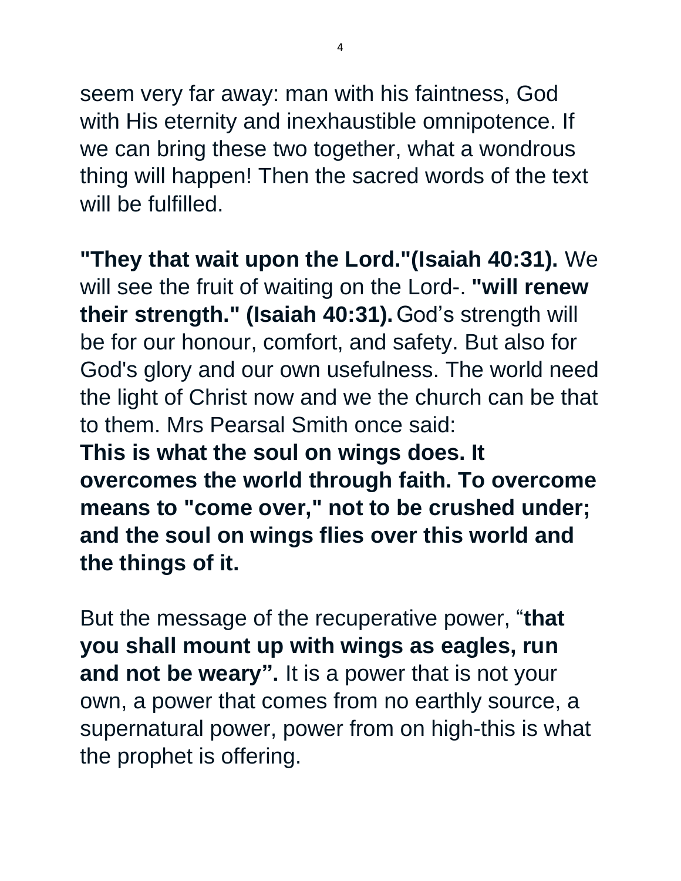seem very far away: man with his faintness, God with His eternity and inexhaustible omnipotence. If we can bring these two together, what a wondrous thing will happen! Then the sacred words of the text will be fulfilled.

**"They that wait upon the Lord."(Isaiah 40:31).** We will see the fruit of waiting on the Lord-. **"will renew their strength." (Isaiah 40:31).** God's strength will be for our honour, comfort, and safety. But also for God's glory and our own usefulness. The world need the light of Christ now and we the church can be that to them. Mrs Pearsal Smith once said:

**This is what the soul on wings does. It overcomes the world through faith. To overcome means to "come over," not to be crushed under; and the soul on wings flies over this world and the things of it.**

But the message of the recuperative power, "**that you shall mount up with wings as eagles, run and not be weary".** It is a power that is not your own, a power that comes from no earthly source, a supernatural power, power from on high-this is what the prophet is offering.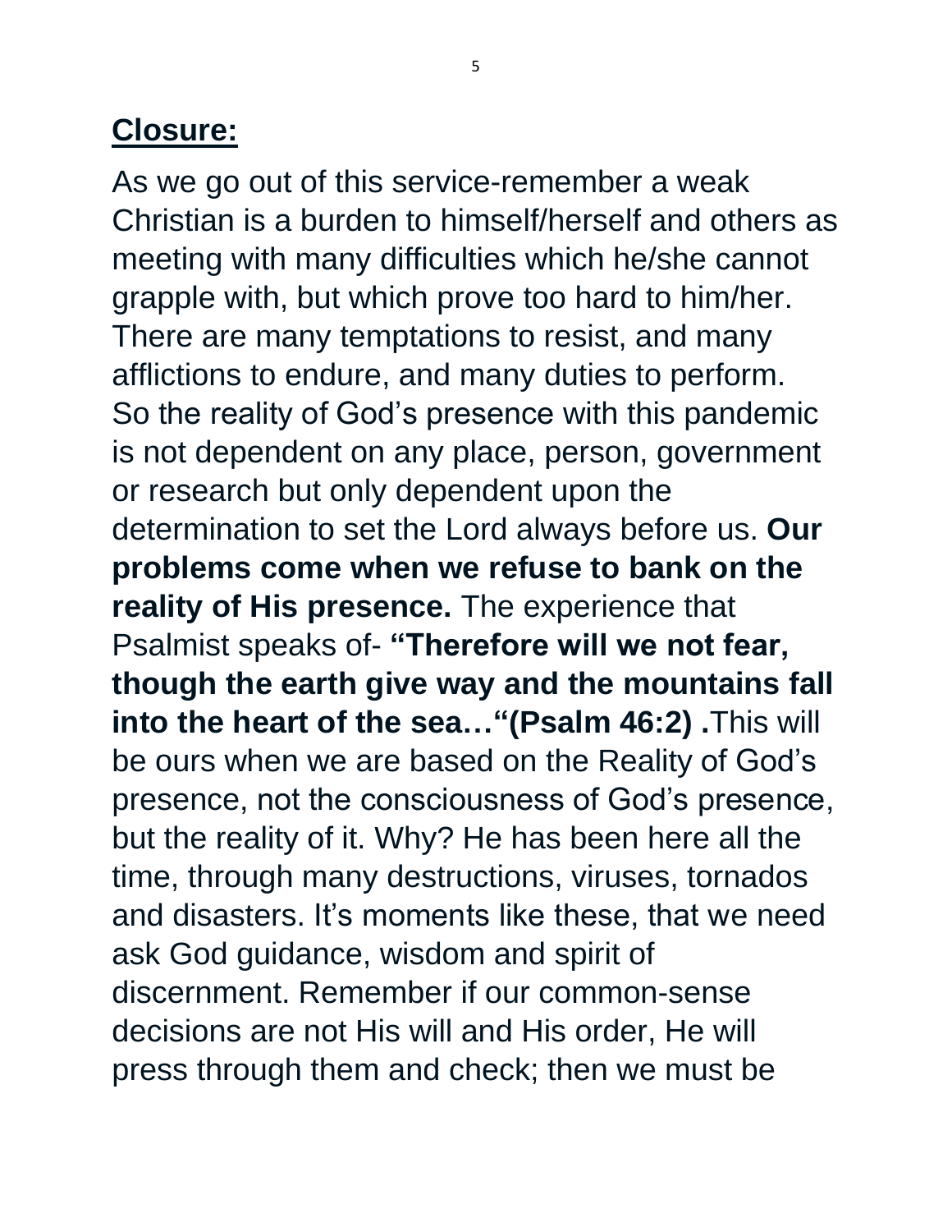## **Closure:**

As we go out of this service-remember a weak Christian is a burden to himself/herself and others as meeting with many difficulties which he/she cannot grapple with, but which prove too hard to him/her. There are many temptations to resist, and many afflictions to endure, and many duties to perform. So the reality of God's presence with this pandemic is not dependent on any place, person, government or research but only dependent upon the determination to set the Lord always before us. **Our problems come when we refuse to bank on the reality of His presence.** The experience that Psalmist speaks of- **"Therefore will we not fear, though the earth give way and the mountains fall into the heart of the sea…"(Psalm 46:2) .**This will be ours when we are based on the Reality of God's presence, not the consciousness of God's presence, but the reality of it. Why? He has been here all the time, through many destructions, viruses, tornados and disasters. It's moments like these, that we need ask God guidance, wisdom and spirit of discernment. Remember if our common-sense decisions are not His will and His order, He will press through them and check; then we must be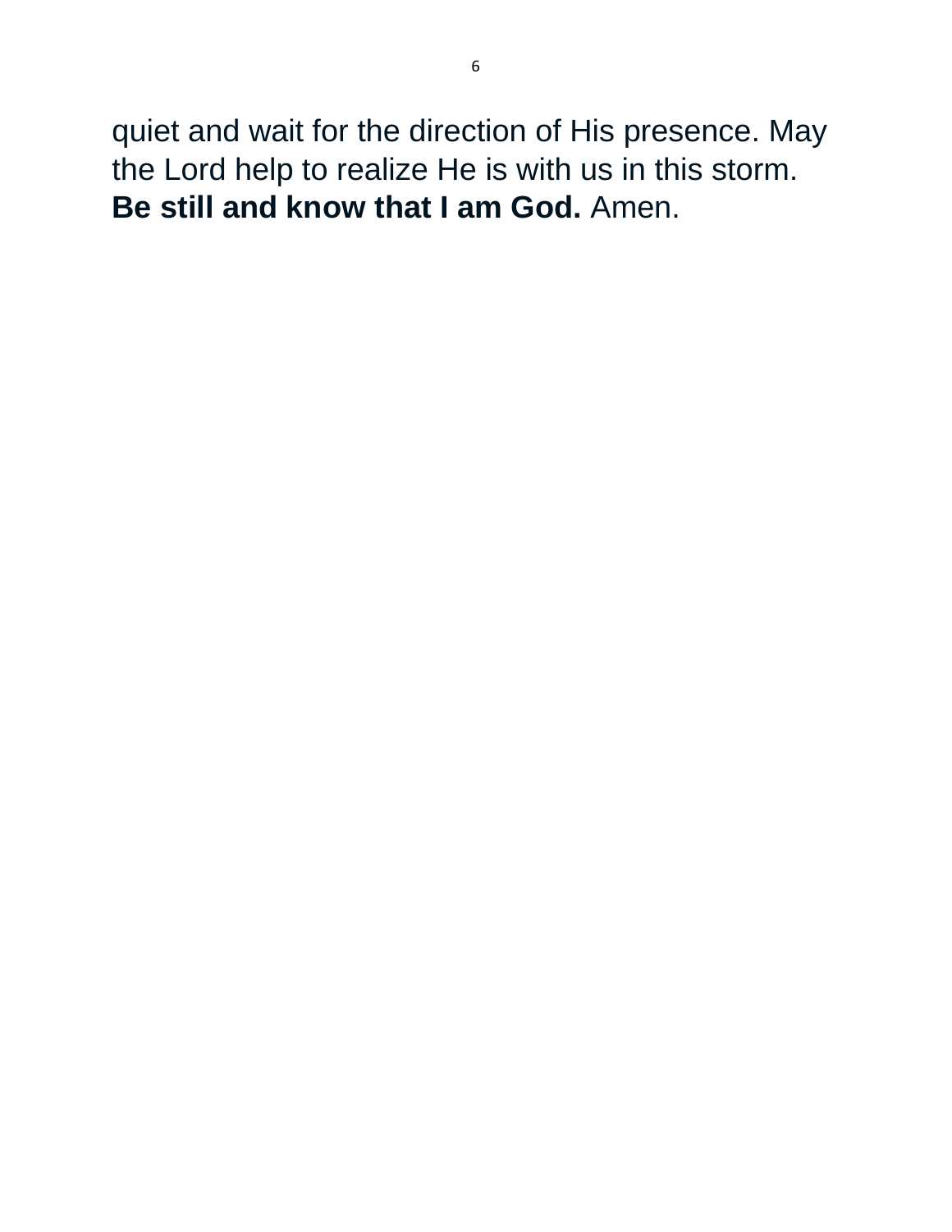quiet and wait for the direction of His presence. May the Lord help to realize He is with us in this storm. **Be still and know that I am God.** Amen.